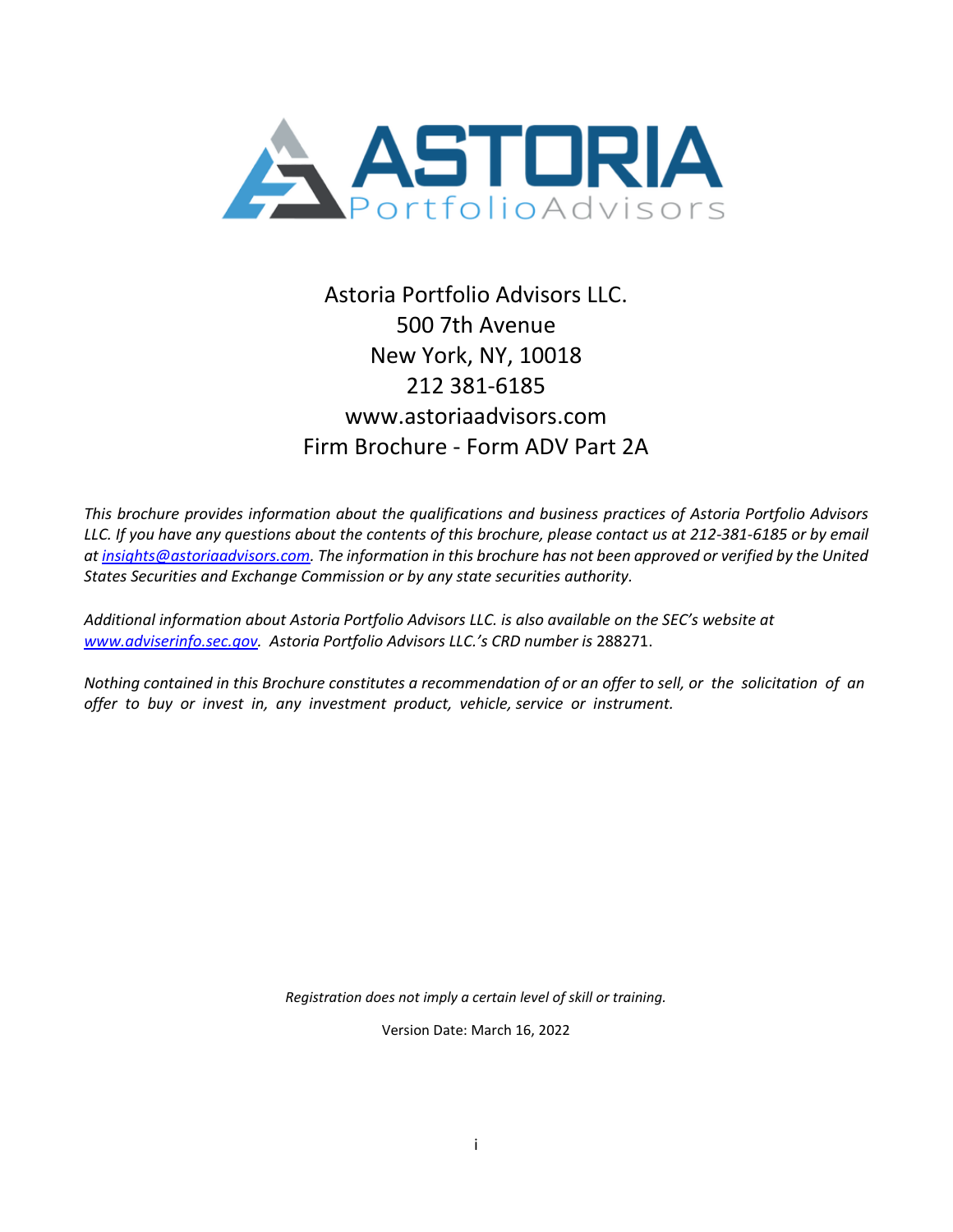ASTORIA PortfolioAdvisors

Astoria Portfolio Advisors LLC.
500 7th Avenue
New York, NY, 10018
212 381-6185
www.astoriaadvisors.com
Firm Brochure - Form ADV Part 2A

*This brochure provides information about the qualifications and business practices of Astoria Portfolio Advisors LLC. If you have any questions about the contents of this brochure, please contact us at 212-381-6185 or by email at insights@astoriaadvisors.com. The information in this brochure has not been approved or verified by the United States Securities and Exchange Commission or by any state securities authority.*

*Additional information about Astoria Portfolio Advisors LLC. is also available on the SEC's website at www.adviserinfo.sec.gov. Astoria Portfolio Advisors LLC.'s CRD number is* 288271.

*Nothing contained in this Brochure constitutes a recommendation of or an offer to sell, or the solicitation of an offer to buy or invest in, any investment product, vehicle, service or instrument.*

*Registration does not imply a certain level of skill or training.*

Version Date: March 16, 2022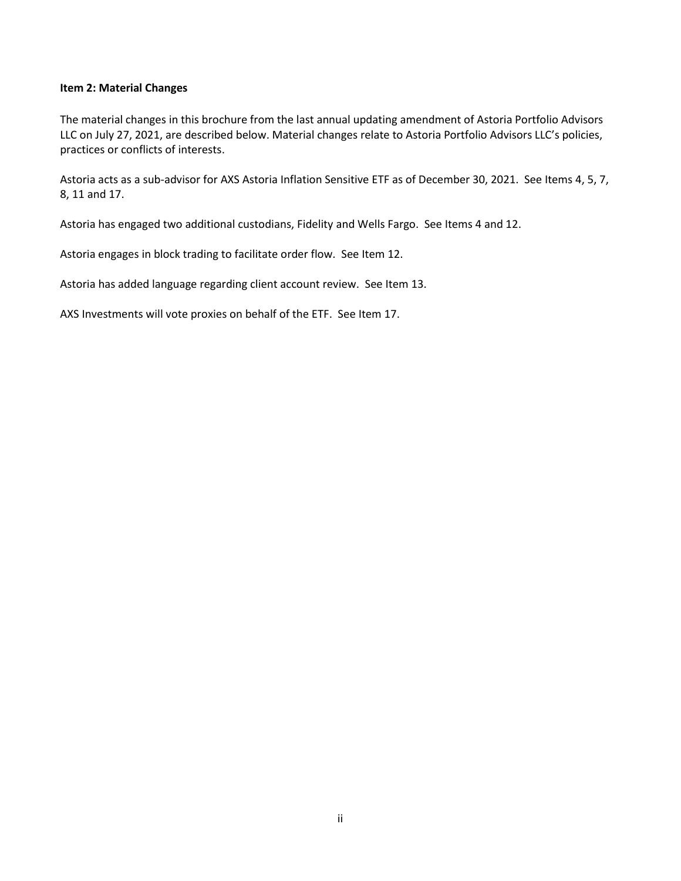**Item 2: Material Changes**

The material changes in this brochure from the last annual updating amendment of Astoria Portfolio Advisors LLC on July 27, 2021, are described below. Material changes relate to Astoria Portfolio Advisors LLC's policies, practices or conflicts of interests.

Astoria acts as a sub-advisor for AXS Astoria Inflation Sensitive ETF as of December 30, 2021. See Items 4, 5, 7, 8, 11 and 17.

Astoria has engaged two additional custodians, Fidelity and Wells Fargo. See Items 4 and 12.

Astoria engages in block trading to facilitate order flow. See Item 12.

Astoria has added language regarding client account review. See Item 13.

AXS Investments will vote proxies on behalf of the ETF. See Item 17.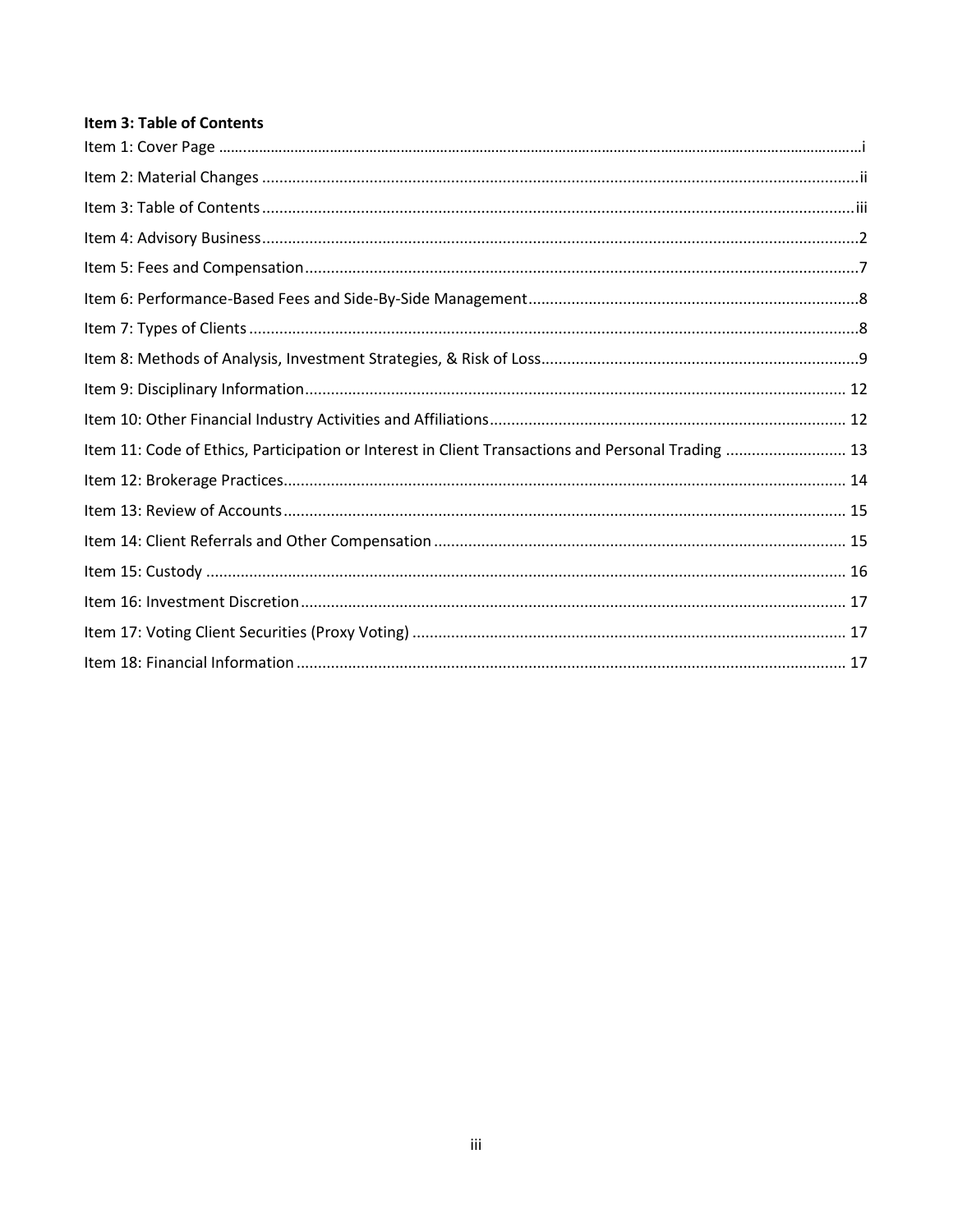**Item 3: Table of Contents**

Item 1: Cover Page .......... i

Item 2: Material Changes .......... ii

Item 3: Table of Contents .......... iii

Item 4: Advisory Business .......... 2

Item 5: Fees and Compensation .......... 7

Item 6: Performance-Based Fees and Side-By-Side Management .......... 8

Item 7: Types of Clients .......... 8

Item 8: Methods of Analysis, Investment Strategies, & Risk of Loss .......... 9

Item 9: Disciplinary Information .......... 12

Item 10: Other Financial Industry Activities and Affiliations .......... 12

Item 11: Code of Ethics, Participation or Interest in Client Transactions and Personal Trading .......... 13

Item 12: Brokerage Practices .......... 14

Item 13: Review of Accounts .......... 15

Item 14: Client Referrals and Other Compensation .......... 15

Item 15: Custody .......... 16

Item 16: Investment Discretion .......... 17

Item 17: Voting Client Securities (Proxy Voting) .......... 17

Item 18: Financial Information .......... 17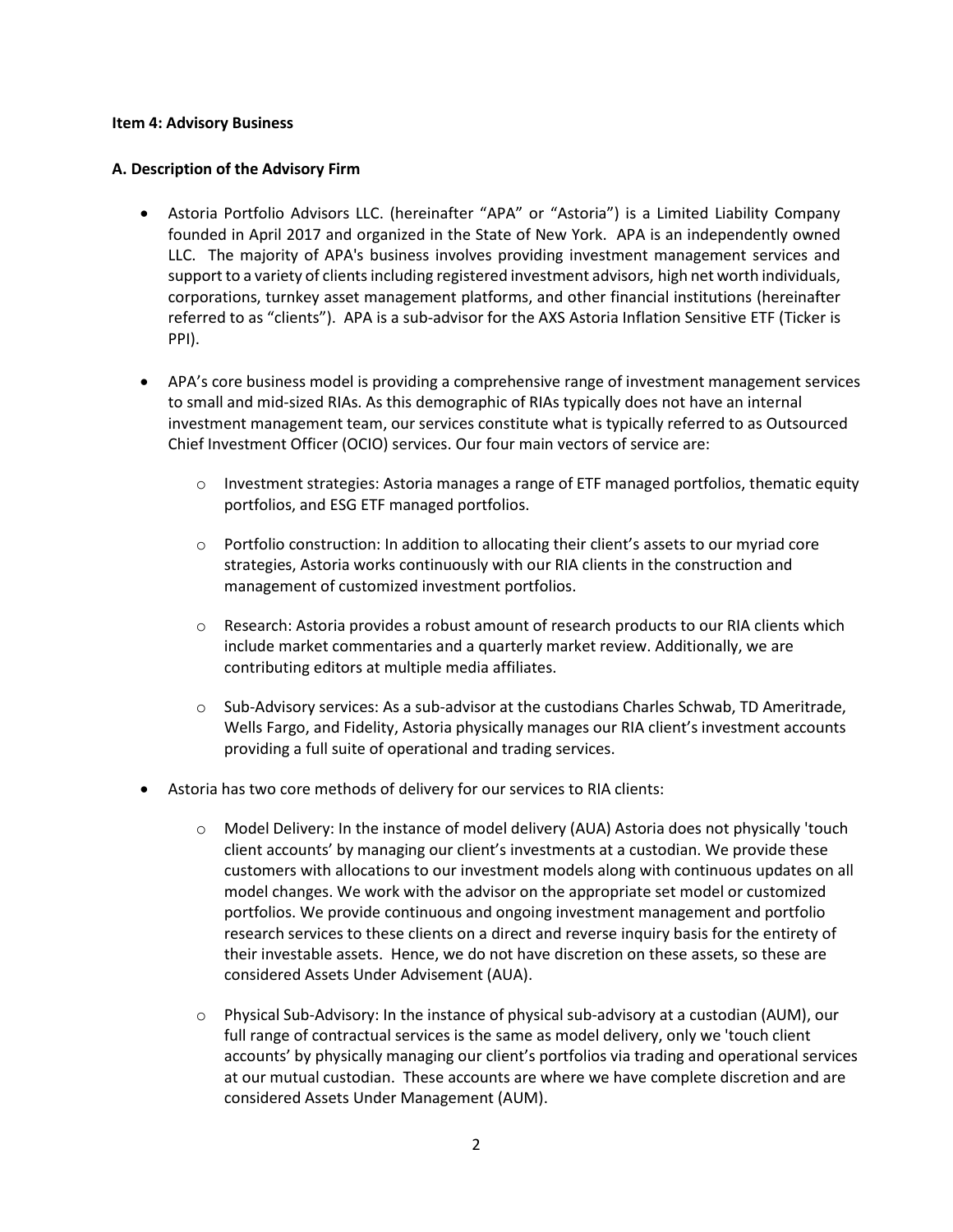**Item 4: Advisory Business**

**A. Description of the Advisory Firm**

- Astoria Portfolio Advisors LLC. (hereinafter "APA" or "Astoria") is a Limited Liability Company founded in April 2017 and organized in the State of New York. APA is an independently owned LLC. The majority of APA's business involves providing investment management services and support to a variety of clients including registered investment advisors, high net worth individuals, corporations, turnkey asset management platforms, and other financial institutions (hereinafter referred to as "clients"). APA is a sub-advisor for the AXS Astoria Inflation Sensitive ETF (Ticker is PPI).

- APA's core business model is providing a comprehensive range of investment management services to small and mid-sized RIAs. As this demographic of RIAs typically does not have an internal investment management team, our services constitute what is typically referred to as Outsourced Chief Investment Officer (OCIO) services. Our four main vectors of service are:
    - Investment strategies: Astoria manages a range of ETF managed portfolios, thematic equity portfolios, and ESG ETF managed portfolios.
    - Portfolio construction: In addition to allocating their client's assets to our myriad core strategies, Astoria works continuously with our RIA clients in the construction and management of customized investment portfolios.
    - Research: Astoria provides a robust amount of research products to our RIA clients which include market commentaries and a quarterly market review. Additionally, we are contributing editors at multiple media affiliates.
    - Sub-Advisory services: As a sub-advisor at the custodians Charles Schwab, TD Ameritrade, Wells Fargo, and Fidelity, Astoria physically manages our RIA client's investment accounts providing a full suite of operational and trading services.

- Astoria has two core methods of delivery for our services to RIA clients:
    - Model Delivery: In the instance of model delivery (AUA) Astoria does not physically 'touch client accounts' by managing our client's investments at a custodian. We provide these customers with allocations to our investment models along with continuous updates on all model changes. We work with the advisor on the appropriate set model or customized portfolios. We provide continuous and ongoing investment management and portfolio research services to these clients on a direct and reverse inquiry basis for the entirety of their investable assets. Hence, we do not have discretion on these assets, so these are considered Assets Under Advisement (AUA).
    - Physical Sub-Advisory: In the instance of physical sub-advisory at a custodian (AUM), our full range of contractual services is the same as model delivery, only we 'touch client accounts' by physically managing our client's portfolios via trading and operational services at our mutual custodian. These accounts are where we have complete discretion and are considered Assets Under Management (AUM).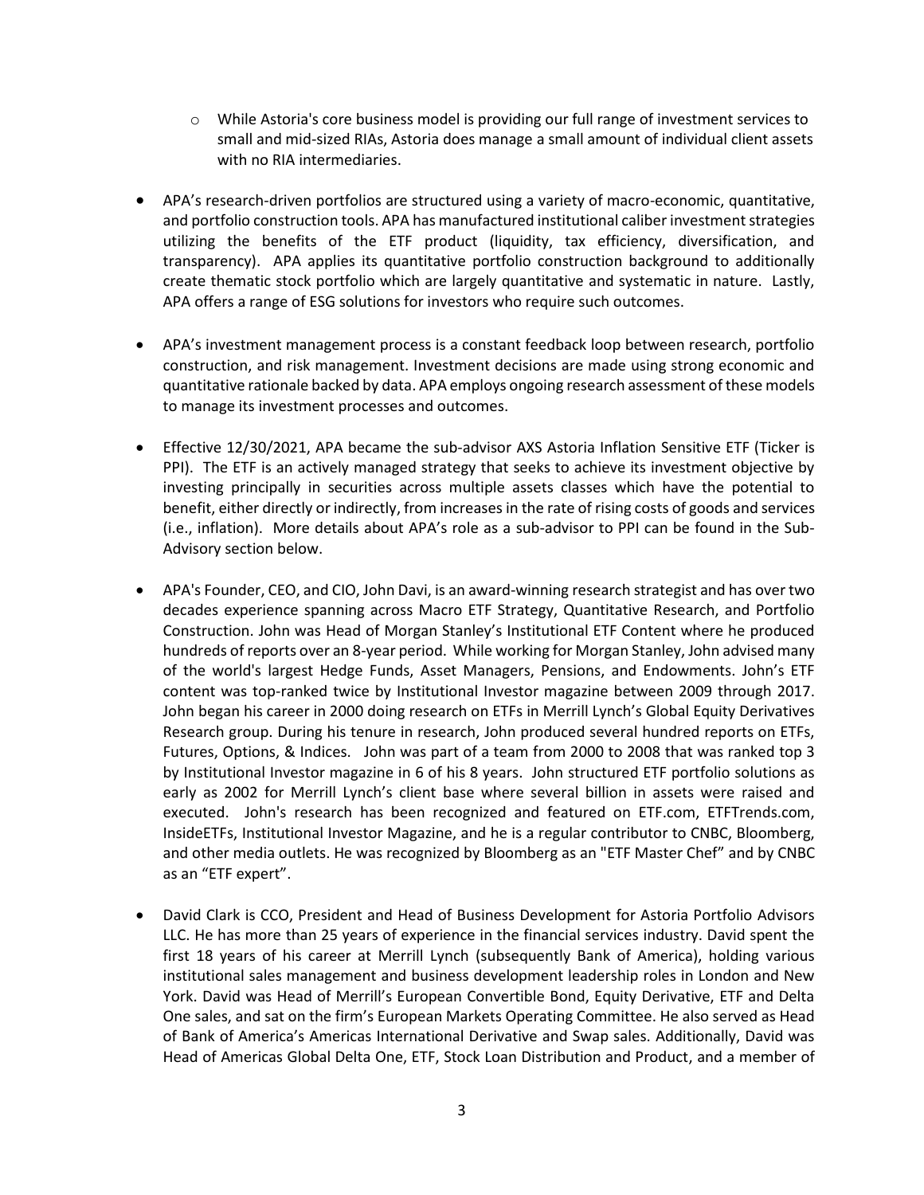- While Astoria's core business model is providing our full range of investment services to small and mid-sized RIAs, Astoria does manage a small amount of individual client assets with no RIA intermediaries.

- APA's research-driven portfolios are structured using a variety of macro-economic, quantitative, and portfolio construction tools. APA has manufactured institutional caliber investment strategies utilizing the benefits of the ETF product (liquidity, tax efficiency, diversification, and transparency). APA applies its quantitative portfolio construction background to additionally create thematic stock portfolio which are largely quantitative and systematic in nature. Lastly, APA offers a range of ESG solutions for investors who require such outcomes.

- APA's investment management process is a constant feedback loop between research, portfolio construction, and risk management. Investment decisions are made using strong economic and quantitative rationale backed by data. APA employs ongoing research assessment of these models to manage its investment processes and outcomes.

- Effective 12/30/2021, APA became the sub-advisor AXS Astoria Inflation Sensitive ETF (Ticker is PPI). The ETF is an actively managed strategy that seeks to achieve its investment objective by investing principally in securities across multiple assets classes which have the potential to benefit, either directly or indirectly, from increases in the rate of rising costs of goods and services (i.e., inflation). More details about APA's role as a sub-advisor to PPI can be found in the Sub-Advisory section below.

- APA's Founder, CEO, and CIO, John Davi, is an award-winning research strategist and has over two decades experience spanning across Macro ETF Strategy, Quantitative Research, and Portfolio Construction. John was Head of Morgan Stanley's Institutional ETF Content where he produced hundreds of reports over an 8-year period. While working for Morgan Stanley, John advised many of the world's largest Hedge Funds, Asset Managers, Pensions, and Endowments. John's ETF content was top-ranked twice by Institutional Investor magazine between 2009 through 2017. John began his career in 2000 doing research on ETFs in Merrill Lynch's Global Equity Derivatives Research group. During his tenure in research, John produced several hundred reports on ETFs, Futures, Options, & Indices. John was part of a team from 2000 to 2008 that was ranked top 3 by Institutional Investor magazine in 6 of his 8 years. John structured ETF portfolio solutions as early as 2002 for Merrill Lynch's client base where several billion in assets were raised and executed. John's research has been recognized and featured on ETF.com, ETFTrends.com, InsideETFs, Institutional Investor Magazine, and he is a regular contributor to CNBC, Bloomberg, and other media outlets. He was recognized by Bloomberg as an "ETF Master Chef" and by CNBC as an "ETF expert".

- David Clark is CCO, President and Head of Business Development for Astoria Portfolio Advisors LLC. He has more than 25 years of experience in the financial services industry. David spent the first 18 years of his career at Merrill Lynch (subsequently Bank of America), holding various institutional sales management and business development leadership roles in London and New York. David was Head of Merrill's European Convertible Bond, Equity Derivative, ETF and Delta One sales, and sat on the firm's European Markets Operating Committee. He also served as Head of Bank of America's Americas International Derivative and Swap sales. Additionally, David was Head of Americas Global Delta One, ETF, Stock Loan Distribution and Product, and a member of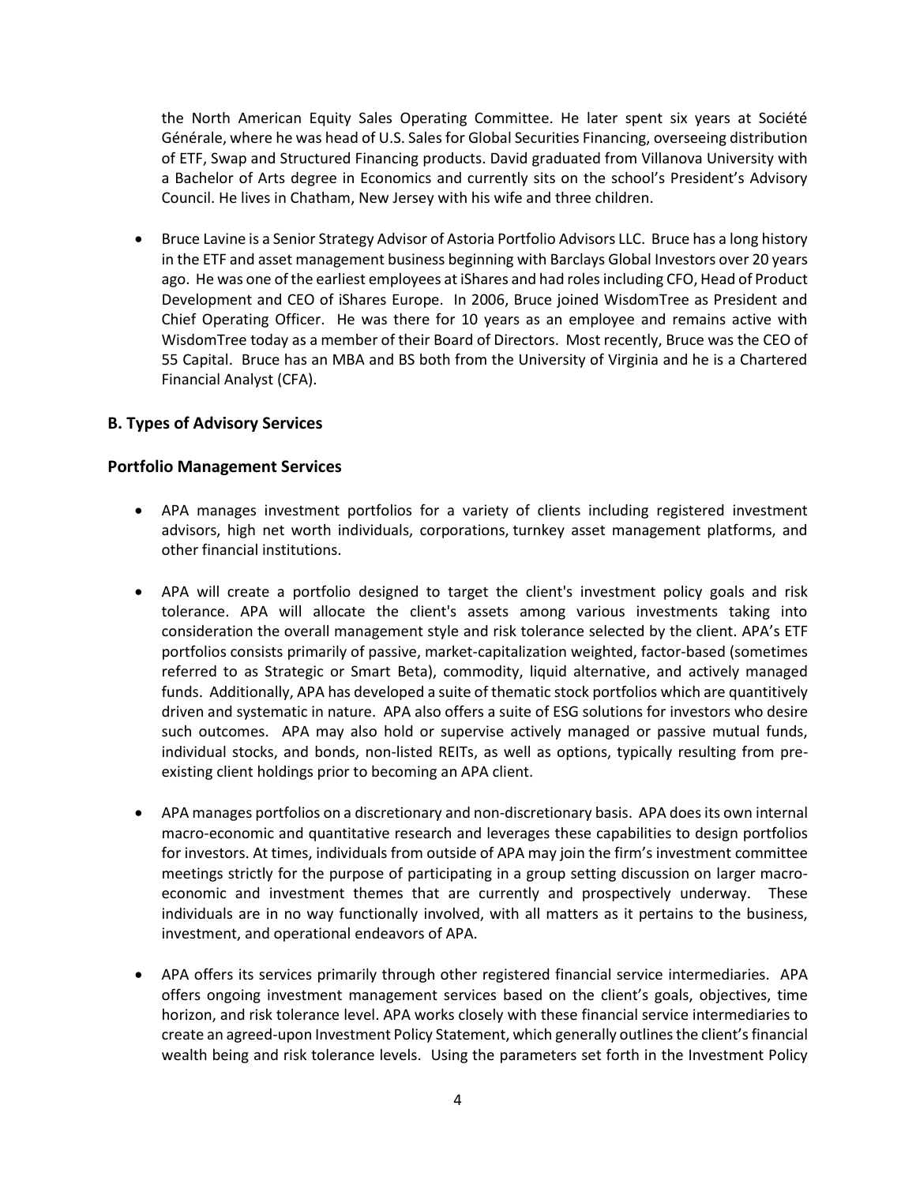the North American Equity Sales Operating Committee. He later spent six years at Société Générale, where he was head of U.S. Sales for Global Securities Financing, overseeing distribution of ETF, Swap and Structured Financing products. David graduated from Villanova University with a Bachelor of Arts degree in Economics and currently sits on the school's President's Advisory Council. He lives in Chatham, New Jersey with his wife and three children.

- Bruce Lavine is a Senior Strategy Advisor of Astoria Portfolio Advisors LLC. Bruce has a long history in the ETF and asset management business beginning with Barclays Global Investors over 20 years ago. He was one of the earliest employees at iShares and had roles including CFO, Head of Product Development and CEO of iShares Europe. In 2006, Bruce joined WisdomTree as President and Chief Operating Officer. He was there for 10 years as an employee and remains active with WisdomTree today as a member of their Board of Directors. Most recently, Bruce was the CEO of 55 Capital. Bruce has an MBA and BS both from the University of Virginia and he is a Chartered Financial Analyst (CFA).

### B. Types of Advisory Services

### Portfolio Management Services

- APA manages investment portfolios for a variety of clients including registered investment advisors, high net worth individuals, corporations, turnkey asset management platforms, and other financial institutions.

- APA will create a portfolio designed to target the client's investment policy goals and risk tolerance. APA will allocate the client's assets among various investments taking into consideration the overall management style and risk tolerance selected by the client. APA's ETF portfolios consists primarily of passive, market-capitalization weighted, factor-based (sometimes referred to as Strategic or Smart Beta), commodity, liquid alternative, and actively managed funds. Additionally, APA has developed a suite of thematic stock portfolios which are quantitively driven and systematic in nature. APA also offers a suite of ESG solutions for investors who desire such outcomes. APA may also hold or supervise actively managed or passive mutual funds, individual stocks, and bonds, non-listed REITs, as well as options, typically resulting from pre-existing client holdings prior to becoming an APA client.

- APA manages portfolios on a discretionary and non-discretionary basis. APA does its own internal macro-economic and quantitative research and leverages these capabilities to design portfolios for investors. At times, individuals from outside of APA may join the firm's investment committee meetings strictly for the purpose of participating in a group setting discussion on larger macro-economic and investment themes that are currently and prospectively underway. These individuals are in no way functionally involved, with all matters as it pertains to the business, investment, and operational endeavors of APA.

- APA offers its services primarily through other registered financial service intermediaries. APA offers ongoing investment management services based on the client's goals, objectives, time horizon, and risk tolerance level. APA works closely with these financial service intermediaries to create an agreed-upon Investment Policy Statement, which generally outlines the client's financial wealth being and risk tolerance levels. Using the parameters set forth in the Investment Policy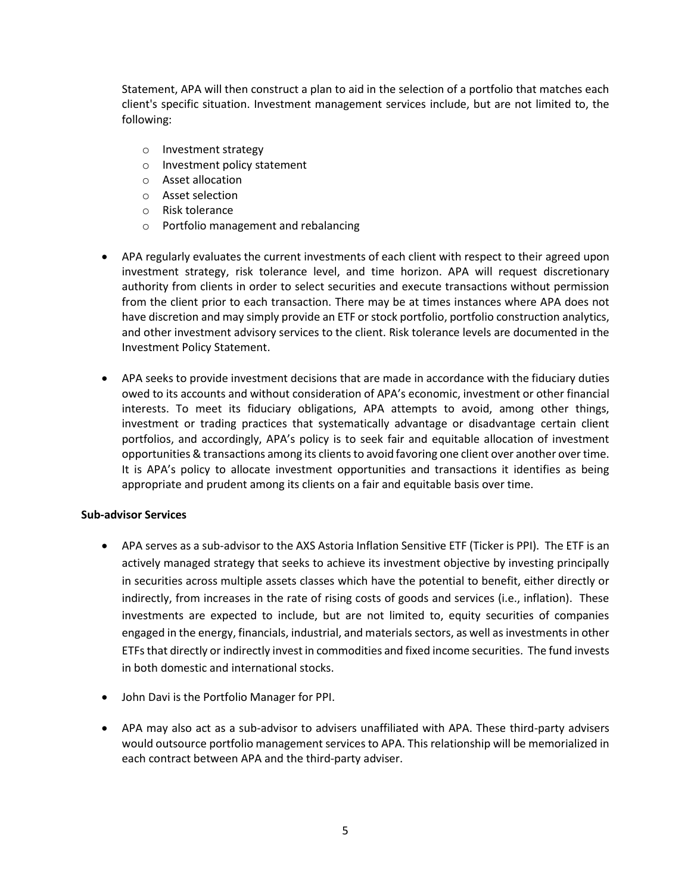Statement, APA will then construct a plan to aid in the selection of a portfolio that matches each client's specific situation. Investment management services include, but are not limited to, the following:

- Investment strategy
- Investment policy statement
- Asset allocation
- Asset selection
- Risk tolerance
- Portfolio management and rebalancing

- APA regularly evaluates the current investments of each client with respect to their agreed upon investment strategy, risk tolerance level, and time horizon. APA will request discretionary authority from clients in order to select securities and execute transactions without permission from the client prior to each transaction. There may be at times instances where APA does not have discretion and may simply provide an ETF or stock portfolio, portfolio construction analytics, and other investment advisory services to the client. Risk tolerance levels are documented in the Investment Policy Statement.

- APA seeks to provide investment decisions that are made in accordance with the fiduciary duties owed to its accounts and without consideration of APA's economic, investment or other financial interests. To meet its fiduciary obligations, APA attempts to avoid, among other things, investment or trading practices that systematically advantage or disadvantage certain client portfolios, and accordingly, APA's policy is to seek fair and equitable allocation of investment opportunities & transactions among its clients to avoid favoring one client over another over time. It is APA's policy to allocate investment opportunities and transactions it identifies as being appropriate and prudent among its clients on a fair and equitable basis over time.

**Sub-advisor Services**

- APA serves as a sub-advisor to the AXS Astoria Inflation Sensitive ETF (Ticker is PPI). The ETF is an actively managed strategy that seeks to achieve its investment objective by investing principally in securities across multiple assets classes which have the potential to benefit, either directly or indirectly, from increases in the rate of rising costs of goods and services (i.e., inflation). These investments are expected to include, but are not limited to, equity securities of companies engaged in the energy, financials, industrial, and materials sectors, as well as investments in other ETFs that directly or indirectly invest in commodities and fixed income securities. The fund invests in both domestic and international stocks.

- John Davi is the Portfolio Manager for PPI.

- APA may also act as a sub-advisor to advisers unaffiliated with APA. These third-party advisers would outsource portfolio management services to APA. This relationship will be memorialized in each contract between APA and the third-party adviser.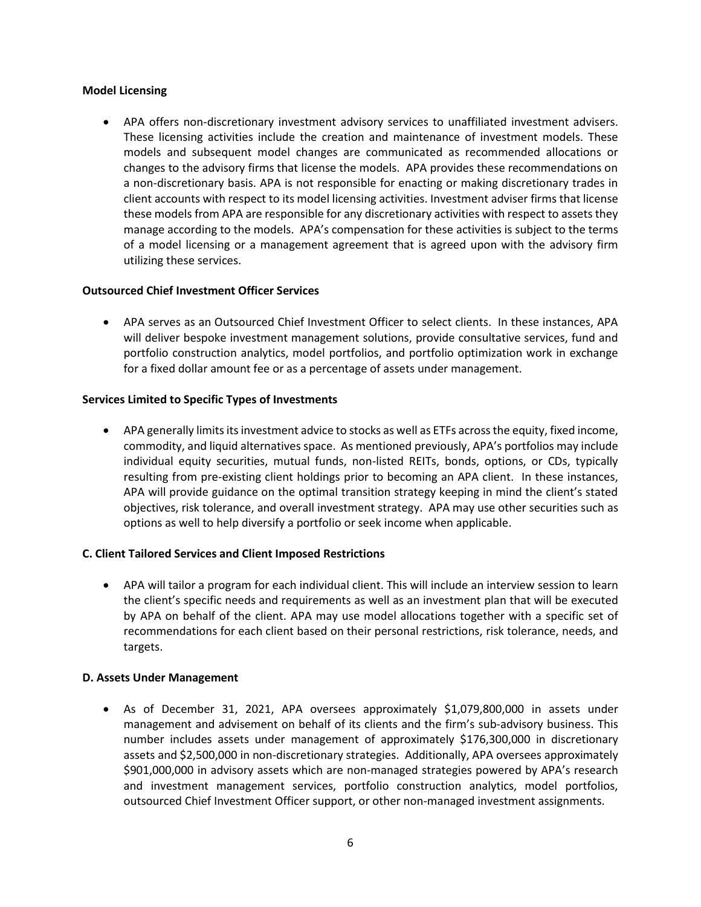**Model Licensing**

- APA offers non-discretionary investment advisory services to unaffiliated investment advisers. These licensing activities include the creation and maintenance of investment models. These models and subsequent model changes are communicated as recommended allocations or changes to the advisory firms that license the models. APA provides these recommendations on a non-discretionary basis. APA is not responsible for enacting or making discretionary trades in client accounts with respect to its model licensing activities. Investment adviser firms that license these models from APA are responsible for any discretionary activities with respect to assets they manage according to the models. APA's compensation for these activities is subject to the terms of a model licensing or a management agreement that is agreed upon with the advisory firm utilizing these services.

**Outsourced Chief Investment Officer Services**

- APA serves as an Outsourced Chief Investment Officer to select clients. In these instances, APA will deliver bespoke investment management solutions, provide consultative services, fund and portfolio construction analytics, model portfolios, and portfolio optimization work in exchange for a fixed dollar amount fee or as a percentage of assets under management.

**Services Limited to Specific Types of Investments**

- APA generally limits its investment advice to stocks as well as ETFs across the equity, fixed income, commodity, and liquid alternatives space. As mentioned previously, APA's portfolios may include individual equity securities, mutual funds, non-listed REITs, bonds, options, or CDs, typically resulting from pre-existing client holdings prior to becoming an APA client. In these instances, APA will provide guidance on the optimal transition strategy keeping in mind the client's stated objectives, risk tolerance, and overall investment strategy. APA may use other securities such as options as well to help diversify a portfolio or seek income when applicable.

**C. Client Tailored Services and Client Imposed Restrictions**

- APA will tailor a program for each individual client. This will include an interview session to learn the client's specific needs and requirements as well as an investment plan that will be executed by APA on behalf of the client. APA may use model allocations together with a specific set of recommendations for each client based on their personal restrictions, risk tolerance, needs, and targets.

**D. Assets Under Management**

- As of December 31, 2021, APA oversees approximately $1,079,800,000 in assets under management and advisement on behalf of its clients and the firm's sub-advisory business. This number includes assets under management of approximately $176,300,000 in discretionary assets and $2,500,000 in non-discretionary strategies. Additionally, APA oversees approximately $901,000,000 in advisory assets which are non-managed strategies powered by APA's research and investment management services, portfolio construction analytics, model portfolios, outsourced Chief Investment Officer support, or other non-managed investment assignments.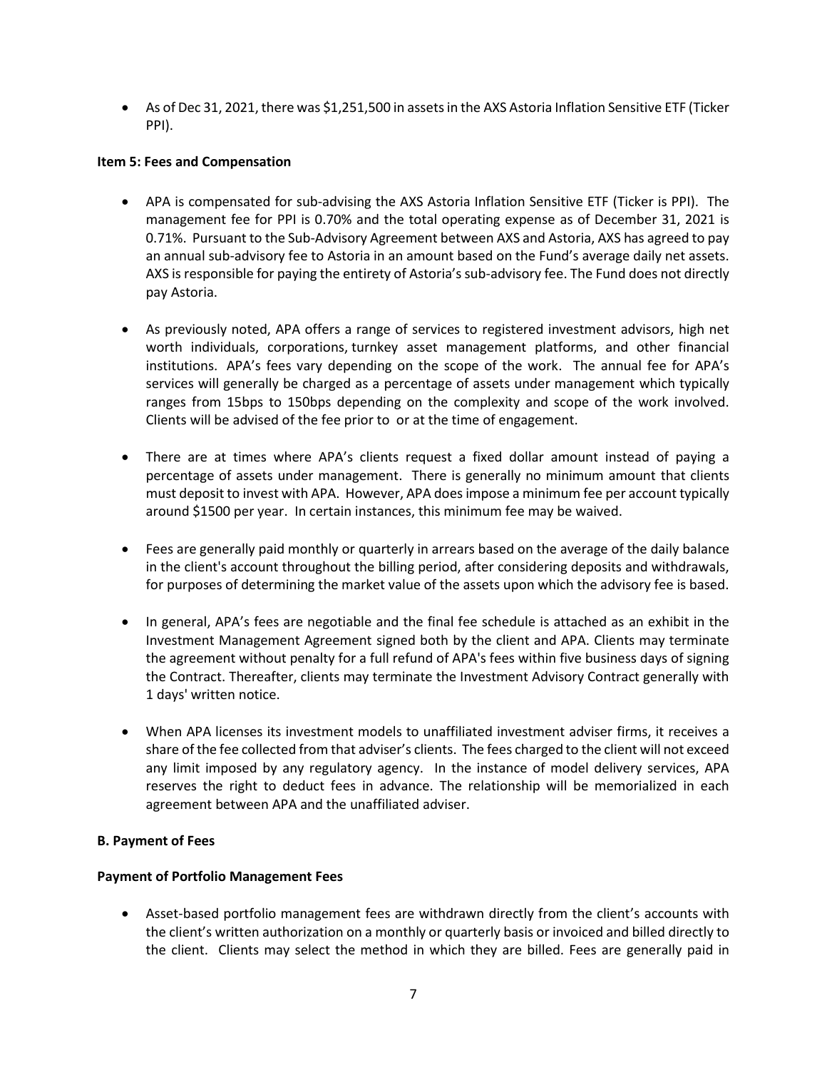- As of Dec 31, 2021, there was $1,251,500 in assets in the AXS Astoria Inflation Sensitive ETF (Ticker PPI).

**Item 5: Fees and Compensation**

- APA is compensated for sub-advising the AXS Astoria Inflation Sensitive ETF (Ticker is PPI). The management fee for PPI is 0.70% and the total operating expense as of December 31, 2021 is 0.71%. Pursuant to the Sub-Advisory Agreement between AXS and Astoria, AXS has agreed to pay an annual sub-advisory fee to Astoria in an amount based on the Fund's average daily net assets. AXS is responsible for paying the entirety of Astoria's sub-advisory fee. The Fund does not directly pay Astoria.

- As previously noted, APA offers a range of services to registered investment advisors, high net worth individuals, corporations, turnkey asset management platforms, and other financial institutions. APA's fees vary depending on the scope of the work. The annual fee for APA's services will generally be charged as a percentage of assets under management which typically ranges from 15bps to 150bps depending on the complexity and scope of the work involved. Clients will be advised of the fee prior to or at the time of engagement.

- There are at times where APA's clients request a fixed dollar amount instead of paying a percentage of assets under management. There is generally no minimum amount that clients must deposit to invest with APA. However, APA does impose a minimum fee per account typically around $1500 per year. In certain instances, this minimum fee may be waived.

- Fees are generally paid monthly or quarterly in arrears based on the average of the daily balance in the client's account throughout the billing period, after considering deposits and withdrawals, for purposes of determining the market value of the assets upon which the advisory fee is based.

- In general, APA's fees are negotiable and the final fee schedule is attached as an exhibit in the Investment Management Agreement signed both by the client and APA. Clients may terminate the agreement without penalty for a full refund of APA's fees within five business days of signing the Contract. Thereafter, clients may terminate the Investment Advisory Contract generally with 1 days' written notice.

- When APA licenses its investment models to unaffiliated investment adviser firms, it receives a share of the fee collected from that adviser's clients. The fees charged to the client will not exceed any limit imposed by any regulatory agency. In the instance of model delivery services, APA reserves the right to deduct fees in advance. The relationship will be memorialized in each agreement between APA and the unaffiliated adviser.

**B. Payment of Fees**

**Payment of Portfolio Management Fees**

- Asset-based portfolio management fees are withdrawn directly from the client's accounts with the client's written authorization on a monthly or quarterly basis or invoiced and billed directly to the client. Clients may select the method in which they are billed. Fees are generally paid in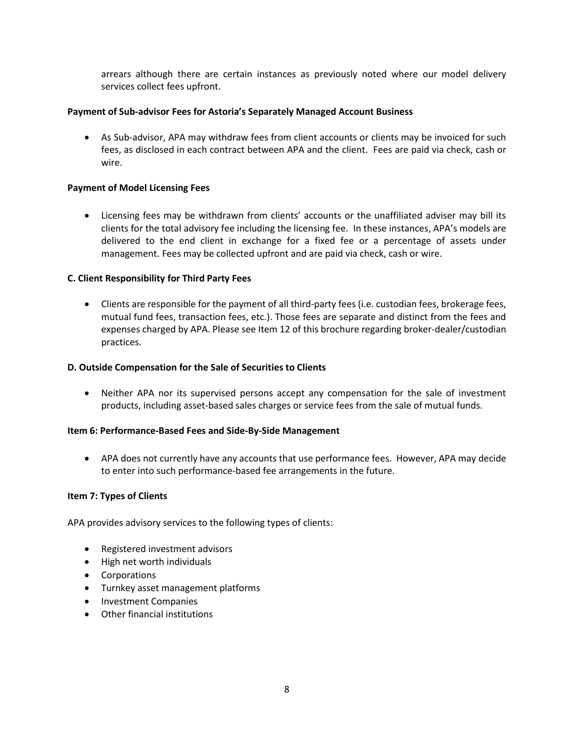arrears although there are certain instances as previously noted where our model delivery services collect fees upfront.

**Payment of Sub-advisor Fees for Astoria's Separately Managed Account Business**

- As Sub-advisor, APA may withdraw fees from client accounts or clients may be invoiced for such fees, as disclosed in each contract between APA and the client. Fees are paid via check, cash or wire.

**Payment of Model Licensing Fees**

- Licensing fees may be withdrawn from clients' accounts or the unaffiliated adviser may bill its clients for the total advisory fee including the licensing fee. In these instances, APA's models are delivered to the end client in exchange for a fixed fee or a percentage of assets under management. Fees may be collected upfront and are paid via check, cash or wire.

**C. Client Responsibility for Third Party Fees**

- Clients are responsible for the payment of all third-party fees (i.e. custodian fees, brokerage fees, mutual fund fees, transaction fees, etc.). Those fees are separate and distinct from the fees and expenses charged by APA. Please see Item 12 of this brochure regarding broker-dealer/custodian practices.

**D. Outside Compensation for the Sale of Securities to Clients**

- Neither APA nor its supervised persons accept any compensation for the sale of investment products, including asset-based sales charges or service fees from the sale of mutual funds.

## Item 6: Performance-Based Fees and Side-By-Side Management

- APA does not currently have any accounts that use performance fees. However, APA may decide to enter into such performance-based fee arrangements in the future.

## Item 7: Types of Clients

APA provides advisory services to the following types of clients:

- Registered investment advisors
- High net worth individuals
- Corporations
- Turnkey asset management platforms
- Investment Companies
- Other financial institutions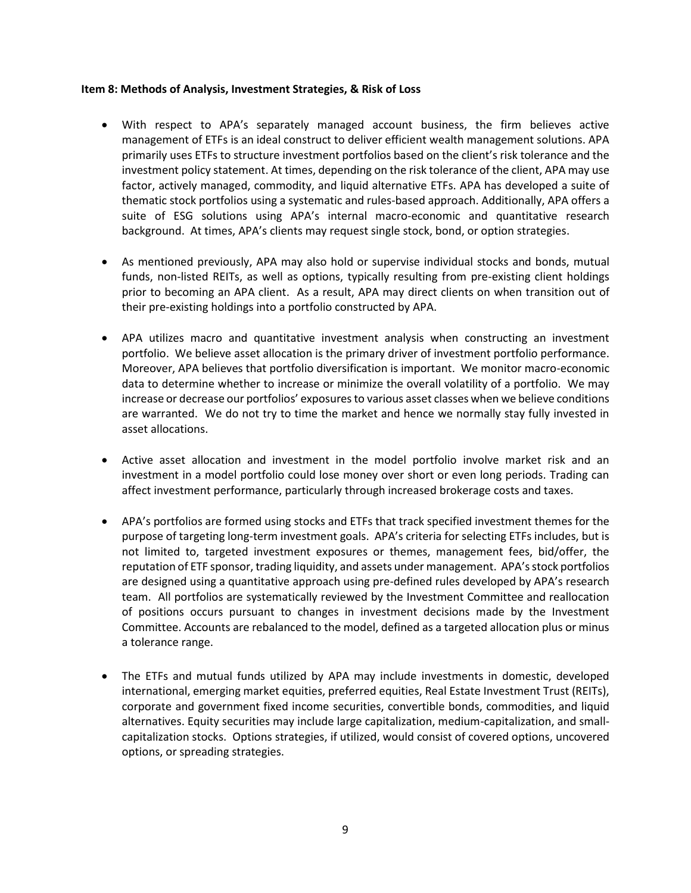**Item 8: Methods of Analysis, Investment Strategies, & Risk of Loss**

- With respect to APA's separately managed account business, the firm believes active management of ETFs is an ideal construct to deliver efficient wealth management solutions. APA primarily uses ETFs to structure investment portfolios based on the client's risk tolerance and the investment policy statement. At times, depending on the risk tolerance of the client, APA may use factor, actively managed, commodity, and liquid alternative ETFs. APA has developed a suite of thematic stock portfolios using a systematic and rules-based approach. Additionally, APA offers a suite of ESG solutions using APA's internal macro-economic and quantitative research background. At times, APA's clients may request single stock, bond, or option strategies.

- As mentioned previously, APA may also hold or supervise individual stocks and bonds, mutual funds, non-listed REITs, as well as options, typically resulting from pre-existing client holdings prior to becoming an APA client. As a result, APA may direct clients on when transition out of their pre-existing holdings into a portfolio constructed by APA.

- APA utilizes macro and quantitative investment analysis when constructing an investment portfolio. We believe asset allocation is the primary driver of investment portfolio performance. Moreover, APA believes that portfolio diversification is important. We monitor macro-economic data to determine whether to increase or minimize the overall volatility of a portfolio. We may increase or decrease our portfolios' exposures to various asset classes when we believe conditions are warranted. We do not try to time the market and hence we normally stay fully invested in asset allocations.

- Active asset allocation and investment in the model portfolio involve market risk and an investment in a model portfolio could lose money over short or even long periods. Trading can affect investment performance, particularly through increased brokerage costs and taxes.

- APA's portfolios are formed using stocks and ETFs that track specified investment themes for the purpose of targeting long-term investment goals. APA's criteria for selecting ETFs includes, but is not limited to, targeted investment exposures or themes, management fees, bid/offer, the reputation of ETF sponsor, trading liquidity, and assets under management. APA's stock portfolios are designed using a quantitative approach using pre-defined rules developed by APA's research team. All portfolios are systematically reviewed by the Investment Committee and reallocation of positions occurs pursuant to changes in investment decisions made by the Investment Committee. Accounts are rebalanced to the model, defined as a targeted allocation plus or minus a tolerance range.

- The ETFs and mutual funds utilized by APA may include investments in domestic, developed international, emerging market equities, preferred equities, Real Estate Investment Trust (REITs), corporate and government fixed income securities, convertible bonds, commodities, and liquid alternatives. Equity securities may include large capitalization, medium-capitalization, and small-capitalization stocks. Options strategies, if utilized, would consist of covered options, uncovered options, or spreading strategies.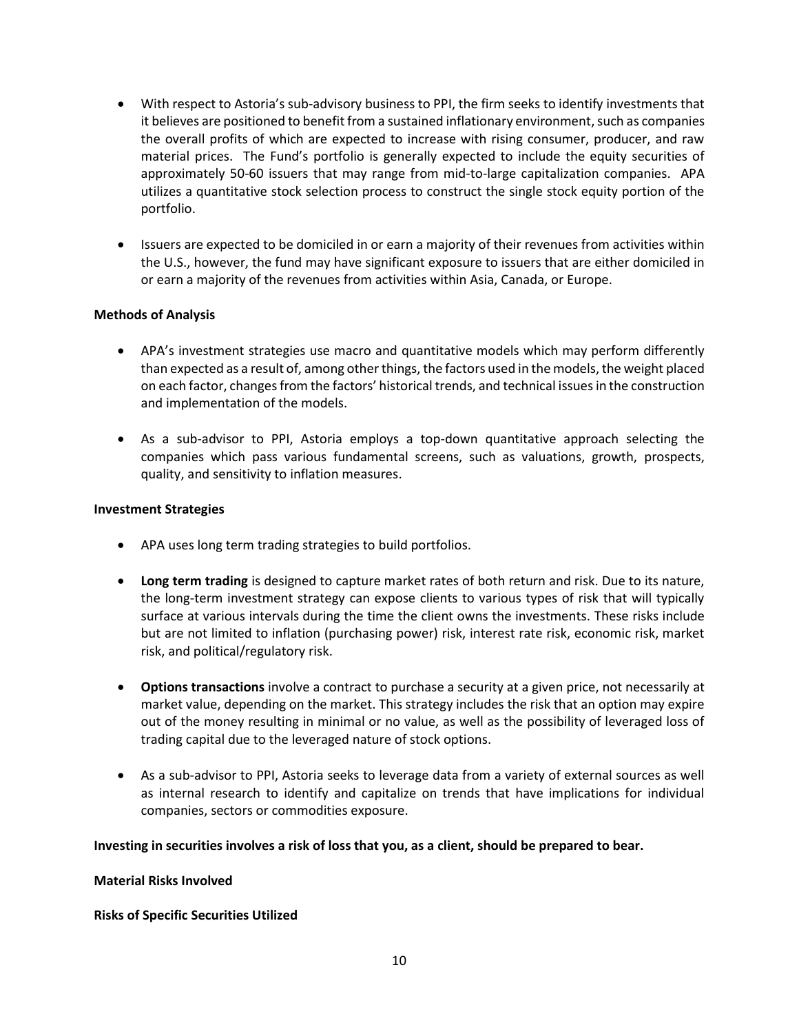- With respect to Astoria's sub-advisory business to PPI, the firm seeks to identify investments that it believes are positioned to benefit from a sustained inflationary environment, such as companies the overall profits of which are expected to increase with rising consumer, producer, and raw material prices. The Fund's portfolio is generally expected to include the equity securities of approximately 50-60 issuers that may range from mid-to-large capitalization companies. APA utilizes a quantitative stock selection process to construct the single stock equity portion of the portfolio.

- Issuers are expected to be domiciled in or earn a majority of their revenues from activities within the U.S., however, the fund may have significant exposure to issuers that are either domiciled in or earn a majority of the revenues from activities within Asia, Canada, or Europe.

**Methods of Analysis**

- APA's investment strategies use macro and quantitative models which may perform differently than expected as a result of, among other things, the factors used in the models, the weight placed on each factor, changes from the factors' historical trends, and technical issues in the construction and implementation of the models.

- As a sub-advisor to PPI, Astoria employs a top-down quantitative approach selecting the companies which pass various fundamental screens, such as valuations, growth, prospects, quality, and sensitivity to inflation measures.

**Investment Strategies**

- APA uses long term trading strategies to build portfolios.

- **Long term trading** is designed to capture market rates of both return and risk. Due to its nature, the long-term investment strategy can expose clients to various types of risk that will typically surface at various intervals during the time the client owns the investments. These risks include but are not limited to inflation (purchasing power) risk, interest rate risk, economic risk, market risk, and political/regulatory risk.

- **Options transactions** involve a contract to purchase a security at a given price, not necessarily at market value, depending on the market. This strategy includes the risk that an option may expire out of the money resulting in minimal or no value, as well as the possibility of leveraged loss of trading capital due to the leveraged nature of stock options.

- As a sub-advisor to PPI, Astoria seeks to leverage data from a variety of external sources as well as internal research to identify and capitalize on trends that have implications for individual companies, sectors or commodities exposure.

**Investing in securities involves a risk of loss that you, as a client, should be prepared to bear.**

**Material Risks Involved**

**Risks of Specific Securities Utilized**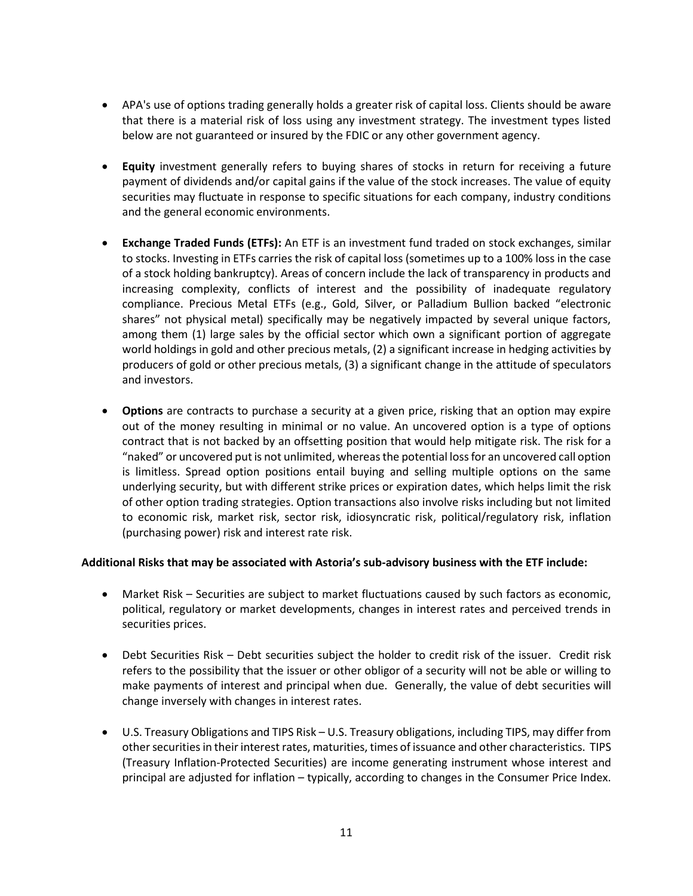- APA's use of options trading generally holds a greater risk of capital loss. Clients should be aware that there is a material risk of loss using any investment strategy. The investment types listed below are not guaranteed or insured by the FDIC or any other government agency.

- **Equity** investment generally refers to buying shares of stocks in return for receiving a future payment of dividends and/or capital gains if the value of the stock increases. The value of equity securities may fluctuate in response to specific situations for each company, industry conditions and the general economic environments.

- **Exchange Traded Funds (ETFs):** An ETF is an investment fund traded on stock exchanges, similar to stocks. Investing in ETFs carries the risk of capital loss (sometimes up to a 100% loss in the case of a stock holding bankruptcy). Areas of concern include the lack of transparency in products and increasing complexity, conflicts of interest and the possibility of inadequate regulatory compliance. Precious Metal ETFs (e.g., Gold, Silver, or Palladium Bullion backed "electronic shares" not physical metal) specifically may be negatively impacted by several unique factors, among them (1) large sales by the official sector which own a significant portion of aggregate world holdings in gold and other precious metals, (2) a significant increase in hedging activities by producers of gold or other precious metals, (3) a significant change in the attitude of speculators and investors.

- **Options** are contracts to purchase a security at a given price, risking that an option may expire out of the money resulting in minimal or no value. An uncovered option is a type of options contract that is not backed by an offsetting position that would help mitigate risk. The risk for a "naked" or uncovered put is not unlimited, whereas the potential loss for an uncovered call option is limitless. Spread option positions entail buying and selling multiple options on the same underlying security, but with different strike prices or expiration dates, which helps limit the risk of other option trading strategies. Option transactions also involve risks including but not limited to economic risk, market risk, sector risk, idiosyncratic risk, political/regulatory risk, inflation (purchasing power) risk and interest rate risk.

**Additional Risks that may be associated with Astoria's sub-advisory business with the ETF include:**

- Market Risk – Securities are subject to market fluctuations caused by such factors as economic, political, regulatory or market developments, changes in interest rates and perceived trends in securities prices.

- Debt Securities Risk – Debt securities subject the holder to credit risk of the issuer. Credit risk refers to the possibility that the issuer or other obligor of a security will not be able or willing to make payments of interest and principal when due. Generally, the value of debt securities will change inversely with changes in interest rates.

- U.S. Treasury Obligations and TIPS Risk – U.S. Treasury obligations, including TIPS, may differ from other securities in their interest rates, maturities, times of issuance and other characteristics. TIPS (Treasury Inflation-Protected Securities) are income generating instrument whose interest and principal are adjusted for inflation – typically, according to changes in the Consumer Price Index.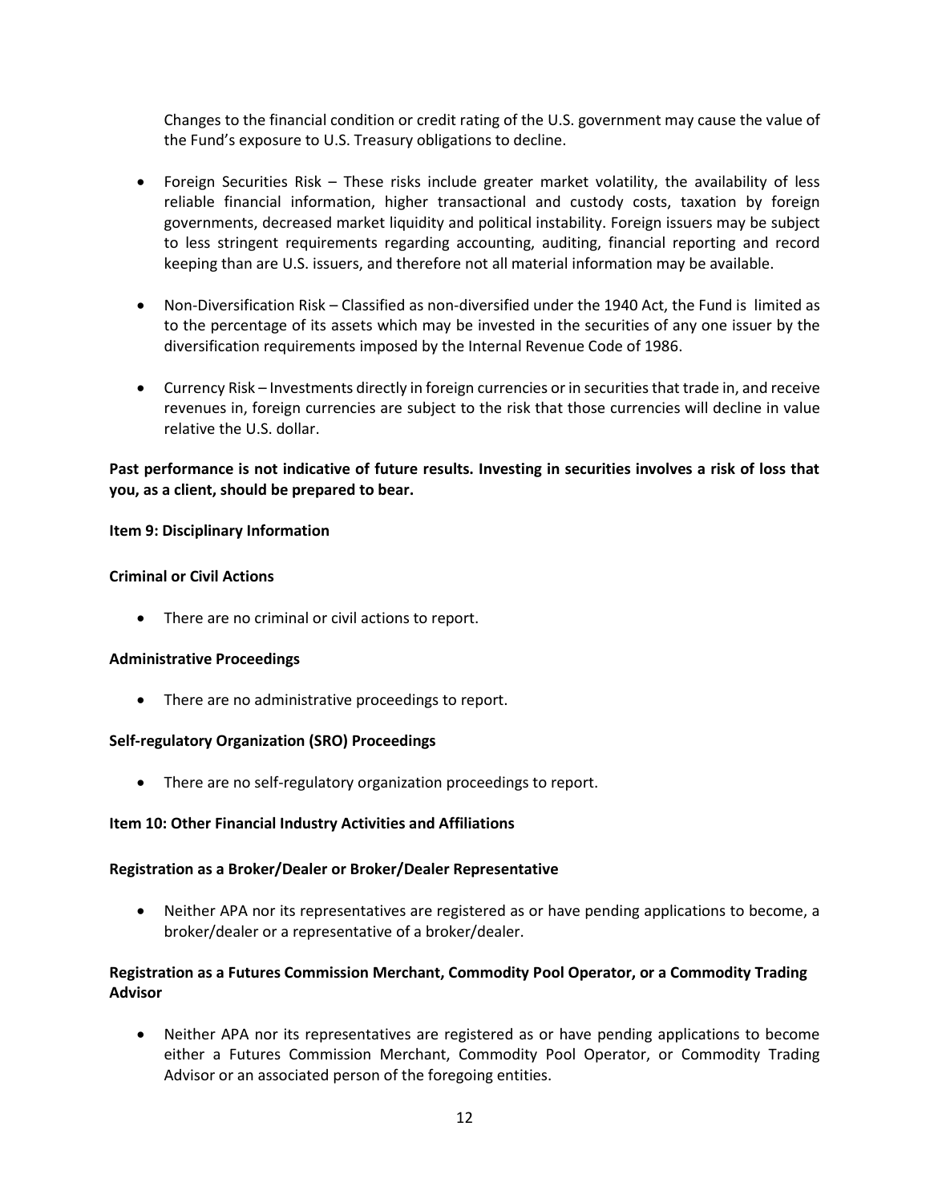Changes to the financial condition or credit rating of the U.S. government may cause the value of the Fund's exposure to U.S. Treasury obligations to decline.

- Foreign Securities Risk – These risks include greater market volatility, the availability of less reliable financial information, higher transactional and custody costs, taxation by foreign governments, decreased market liquidity and political instability. Foreign issuers may be subject to less stringent requirements regarding accounting, auditing, financial reporting and record keeping than are U.S. issuers, and therefore not all material information may be available.

- Non-Diversification Risk – Classified as non-diversified under the 1940 Act, the Fund is limited as to the percentage of its assets which may be invested in the securities of any one issuer by the diversification requirements imposed by the Internal Revenue Code of 1986.

- Currency Risk – Investments directly in foreign currencies or in securities that trade in, and receive revenues in, foreign currencies are subject to the risk that those currencies will decline in value relative the U.S. dollar.

**Past performance is not indicative of future results. Investing in securities involves a risk of loss that you, as a client, should be prepared to bear.**

**Item 9: Disciplinary Information**

**Criminal or Civil Actions**

- There are no criminal or civil actions to report.

**Administrative Proceedings**

- There are no administrative proceedings to report.

**Self-regulatory Organization (SRO) Proceedings**

- There are no self-regulatory organization proceedings to report.

**Item 10: Other Financial Industry Activities and Affiliations**

**Registration as a Broker/Dealer or Broker/Dealer Representative**

- Neither APA nor its representatives are registered as or have pending applications to become, a broker/dealer or a representative of a broker/dealer.

**Registration as a Futures Commission Merchant, Commodity Pool Operator, or a Commodity Trading Advisor**

- Neither APA nor its representatives are registered as or have pending applications to become either a Futures Commission Merchant, Commodity Pool Operator, or Commodity Trading Advisor or an associated person of the foregoing entities.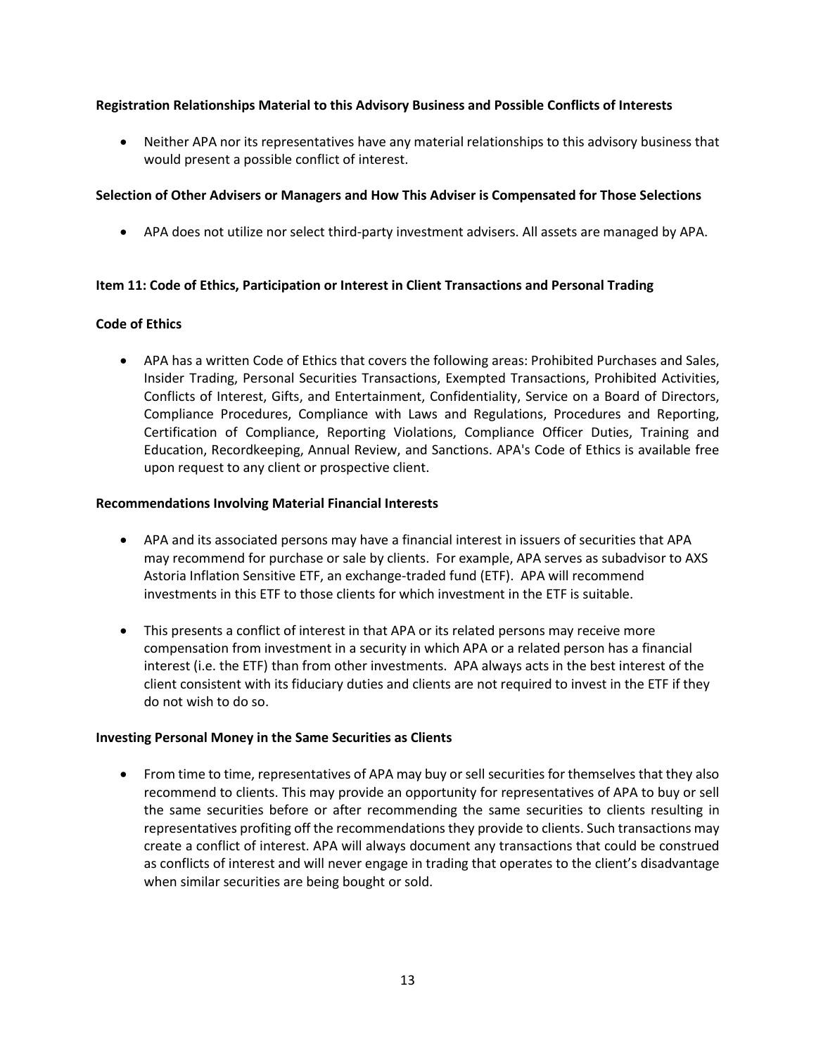**Registration Relationships Material to this Advisory Business and Possible Conflicts of Interests**

- Neither APA nor its representatives have any material relationships to this advisory business that would present a possible conflict of interest.

**Selection of Other Advisers or Managers and How This Adviser is Compensated for Those Selections**

- APA does not utilize nor select third-party investment advisers. All assets are managed by APA.

## Item 11: Code of Ethics, Participation or Interest in Client Transactions and Personal Trading

**Code of Ethics**

- APA has a written Code of Ethics that covers the following areas: Prohibited Purchases and Sales, Insider Trading, Personal Securities Transactions, Exempted Transactions, Prohibited Activities, Conflicts of Interest, Gifts, and Entertainment, Confidentiality, Service on a Board of Directors, Compliance Procedures, Compliance with Laws and Regulations, Procedures and Reporting, Certification of Compliance, Reporting Violations, Compliance Officer Duties, Training and Education, Recordkeeping, Annual Review, and Sanctions. APA's Code of Ethics is available free upon request to any client or prospective client.

**Recommendations Involving Material Financial Interests**

- APA and its associated persons may have a financial interest in issuers of securities that APA may recommend for purchase or sale by clients. For example, APA serves as subadvisor to AXS Astoria Inflation Sensitive ETF, an exchange-traded fund (ETF). APA will recommend investments in this ETF to those clients for which investment in the ETF is suitable.

- This presents a conflict of interest in that APA or its related persons may receive more compensation from investment in a security in which APA or a related person has a financial interest (i.e. the ETF) than from other investments. APA always acts in the best interest of the client consistent with its fiduciary duties and clients are not required to invest in the ETF if they do not wish to do so.

**Investing Personal Money in the Same Securities as Clients**

- From time to time, representatives of APA may buy or sell securities for themselves that they also recommend to clients. This may provide an opportunity for representatives of APA to buy or sell the same securities before or after recommending the same securities to clients resulting in representatives profiting off the recommendations they provide to clients. Such transactions may create a conflict of interest. APA will always document any transactions that could be construed as conflicts of interest and will never engage in trading that operates to the client's disadvantage when similar securities are being bought or sold.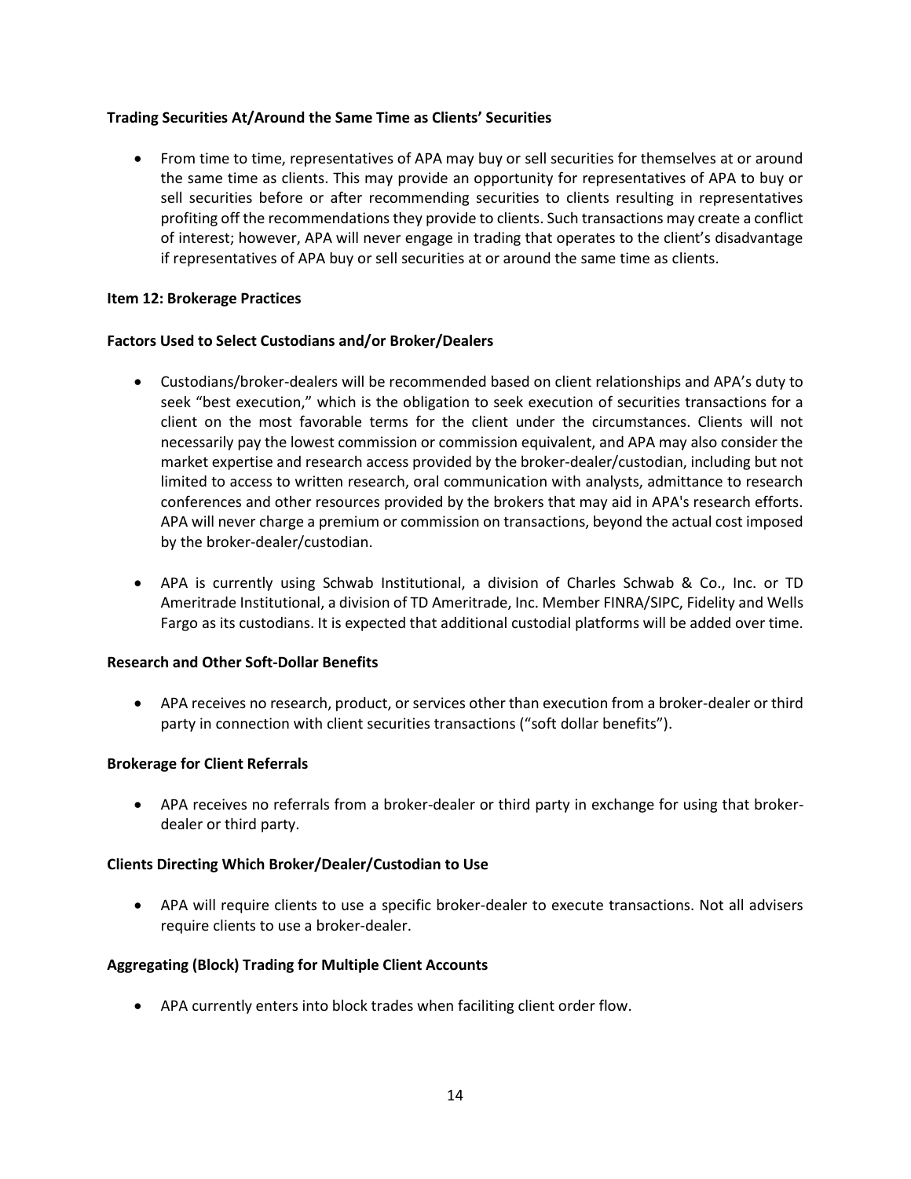**Trading Securities At/Around the Same Time as Clients' Securities**

- From time to time, representatives of APA may buy or sell securities for themselves at or around the same time as clients. This may provide an opportunity for representatives of APA to buy or sell securities before or after recommending securities to clients resulting in representatives profiting off the recommendations they provide to clients. Such transactions may create a conflict of interest; however, APA will never engage in trading that operates to the client's disadvantage if representatives of APA buy or sell securities at or around the same time as clients.

**Item 12: Brokerage Practices**

**Factors Used to Select Custodians and/or Broker/Dealers**

- Custodians/broker-dealers will be recommended based on client relationships and APA's duty to seek "best execution," which is the obligation to seek execution of securities transactions for a client on the most favorable terms for the client under the circumstances. Clients will not necessarily pay the lowest commission or commission equivalent, and APA may also consider the market expertise and research access provided by the broker-dealer/custodian, including but not limited to access to written research, oral communication with analysts, admittance to research conferences and other resources provided by the brokers that may aid in APA's research efforts. APA will never charge a premium or commission on transactions, beyond the actual cost imposed by the broker-dealer/custodian.

- APA is currently using Schwab Institutional, a division of Charles Schwab & Co., Inc. or TD Ameritrade Institutional, a division of TD Ameritrade, Inc. Member FINRA/SIPC, Fidelity and Wells Fargo as its custodians. It is expected that additional custodial platforms will be added over time.

**Research and Other Soft-Dollar Benefits**

- APA receives no research, product, or services other than execution from a broker-dealer or third party in connection with client securities transactions ("soft dollar benefits").

**Brokerage for Client Referrals**

- APA receives no referrals from a broker-dealer or third party in exchange for using that broker-dealer or third party.

**Clients Directing Which Broker/Dealer/Custodian to Use**

- APA will require clients to use a specific broker-dealer to execute transactions. Not all advisers require clients to use a broker-dealer.

**Aggregating (Block) Trading for Multiple Client Accounts**

- APA currently enters into block trades when faciliting client order flow.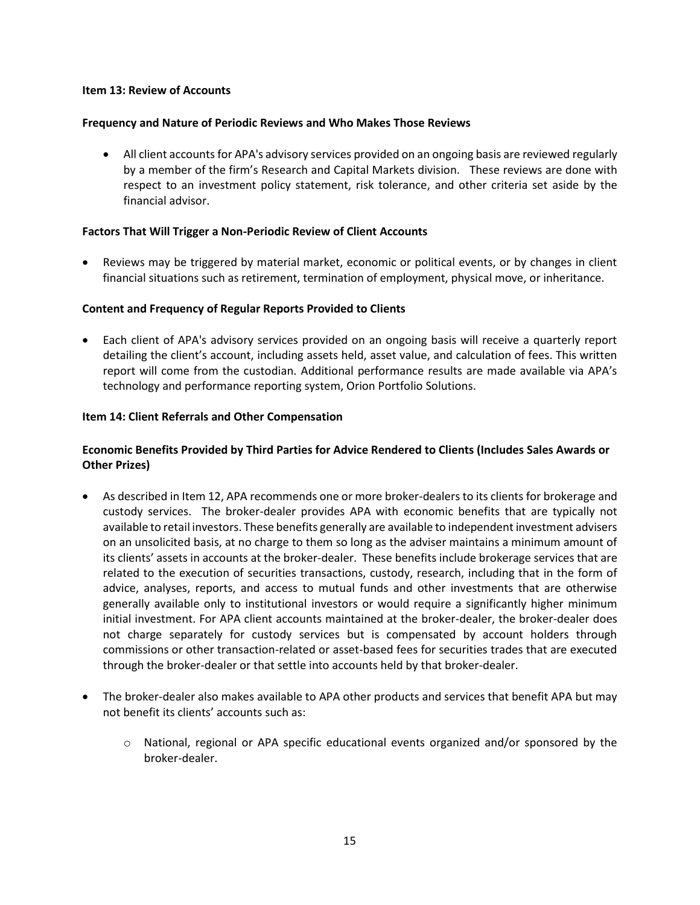**Item 13: Review of Accounts**

**Frequency and Nature of Periodic Reviews and Who Makes Those Reviews**

- All client accounts for APA's advisory services provided on an ongoing basis are reviewed regularly by a member of the firm's Research and Capital Markets division. These reviews are done with respect to an investment policy statement, risk tolerance, and other criteria set aside by the financial advisor.

**Factors That Will Trigger a Non-Periodic Review of Client Accounts**

- Reviews may be triggered by material market, economic or political events, or by changes in client financial situations such as retirement, termination of employment, physical move, or inheritance.

**Content and Frequency of Regular Reports Provided to Clients**

- Each client of APA's advisory services provided on an ongoing basis will receive a quarterly report detailing the client's account, including assets held, asset value, and calculation of fees. This written report will come from the custodian. Additional performance results are made available via APA's technology and performance reporting system, Orion Portfolio Solutions.

**Item 14: Client Referrals and Other Compensation**

**Economic Benefits Provided by Third Parties for Advice Rendered to Clients (Includes Sales Awards or Other Prizes)**

- As described in Item 12, APA recommends one or more broker-dealers to its clients for brokerage and custody services. The broker-dealer provides APA with economic benefits that are typically not available to retail investors. These benefits generally are available to independent investment advisers on an unsolicited basis, at no charge to them so long as the adviser maintains a minimum amount of its clients' assets in accounts at the broker-dealer. These benefits include brokerage services that are related to the execution of securities transactions, custody, research, including that in the form of advice, analyses, reports, and access to mutual funds and other investments that are otherwise generally available only to institutional investors or would require a significantly higher minimum initial investment. For APA client accounts maintained at the broker-dealer, the broker-dealer does not charge separately for custody services but is compensated by account holders through commissions or other transaction-related or asset-based fees for securities trades that are executed through the broker-dealer or that settle into accounts held by that broker-dealer.
- The broker-dealer also makes available to APA other products and services that benefit APA but may not benefit its clients' accounts such as:
  - National, regional or APA specific educational events organized and/or sponsored by the broker-dealer.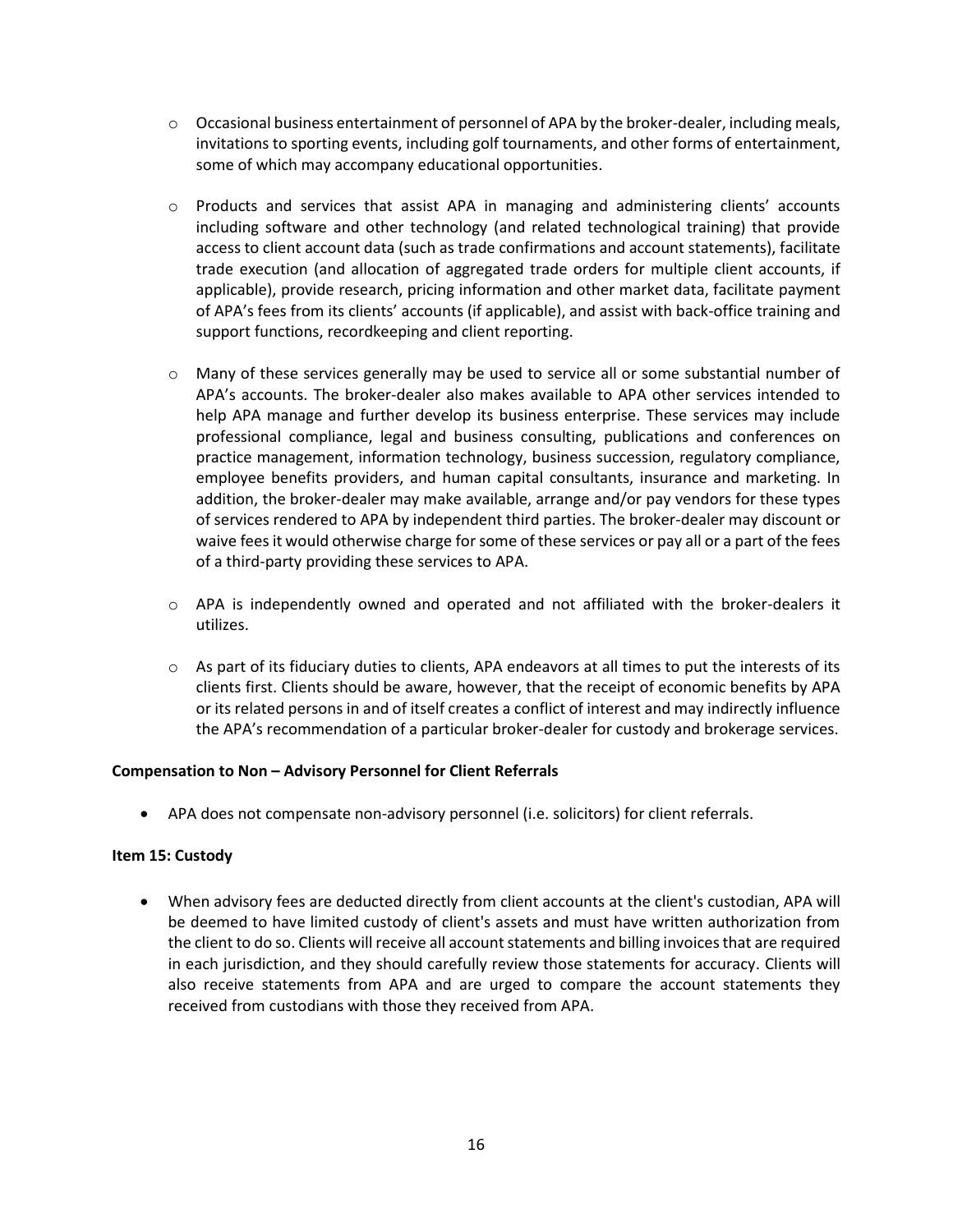- Occasional business entertainment of personnel of APA by the broker-dealer, including meals, invitations to sporting events, including golf tournaments, and other forms of entertainment, some of which may accompany educational opportunities.

- Products and services that assist APA in managing and administering clients' accounts including software and other technology (and related technological training) that provide access to client account data (such as trade confirmations and account statements), facilitate trade execution (and allocation of aggregated trade orders for multiple client accounts, if applicable), provide research, pricing information and other market data, facilitate payment of APA's fees from its clients' accounts (if applicable), and assist with back-office training and support functions, recordkeeping and client reporting.

- Many of these services generally may be used to service all or some substantial number of APA's accounts. The broker-dealer also makes available to APA other services intended to help APA manage and further develop its business enterprise. These services may include professional compliance, legal and business consulting, publications and conferences on practice management, information technology, business succession, regulatory compliance, employee benefits providers, and human capital consultants, insurance and marketing. In addition, the broker-dealer may make available, arrange and/or pay vendors for these types of services rendered to APA by independent third parties. The broker-dealer may discount or waive fees it would otherwise charge for some of these services or pay all or a part of the fees of a third-party providing these services to APA.

- APA is independently owned and operated and not affiliated with the broker-dealers it utilizes.

- As part of its fiduciary duties to clients, APA endeavors at all times to put the interests of its clients first. Clients should be aware, however, that the receipt of economic benefits by APA or its related persons in and of itself creates a conflict of interest and may indirectly influence the APA's recommendation of a particular broker-dealer for custody and brokerage services.

**Compensation to Non – Advisory Personnel for Client Referrals**

- APA does not compensate non-advisory personnel (i.e. solicitors) for client referrals.

**Item 15: Custody**

- When advisory fees are deducted directly from client accounts at the client's custodian, APA will be deemed to have limited custody of client's assets and must have written authorization from the client to do so. Clients will receive all account statements and billing invoices that are required in each jurisdiction, and they should carefully review those statements for accuracy. Clients will also receive statements from APA and are urged to compare the account statements they received from custodians with those they received from APA.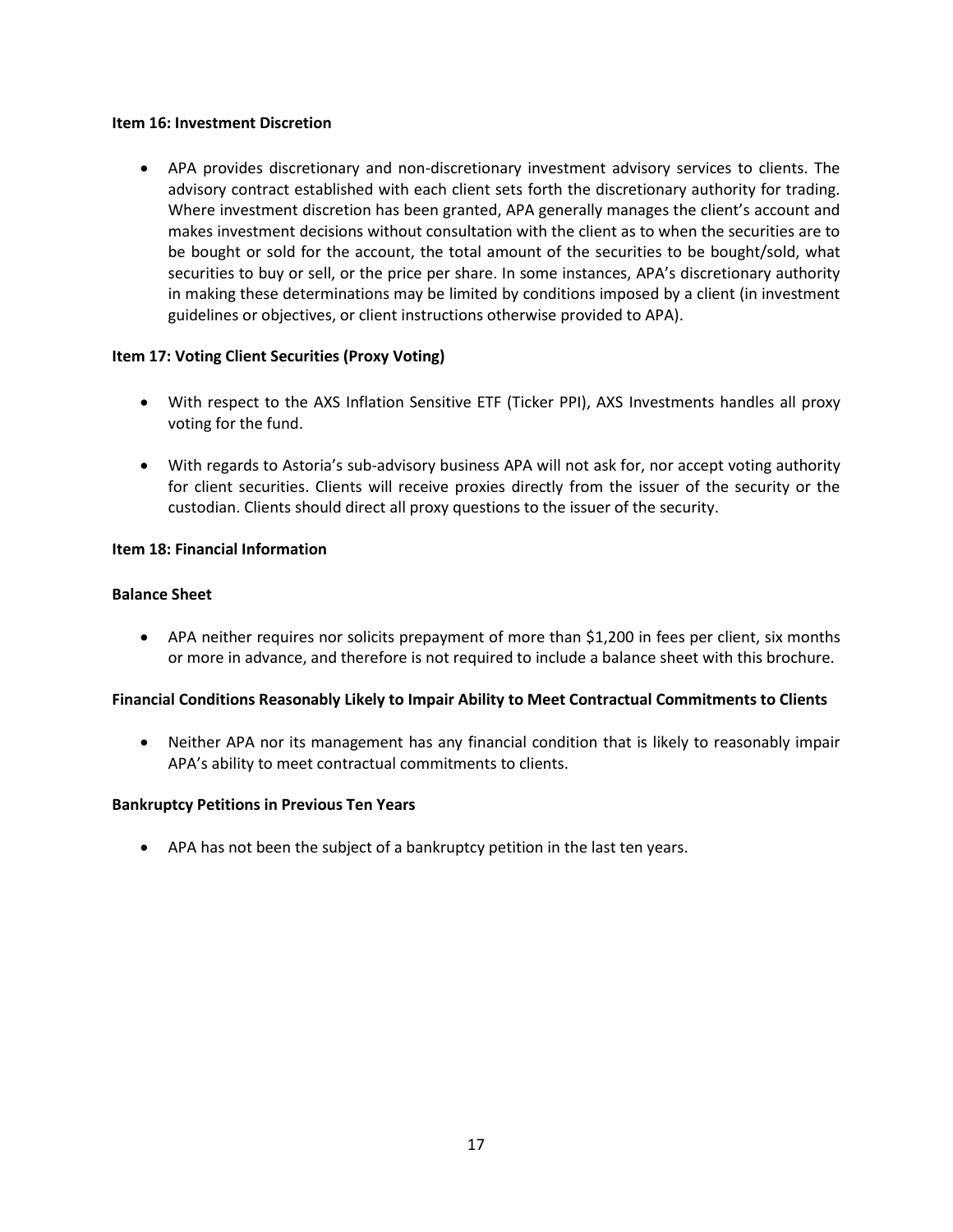**Item 16: Investment Discretion**

- APA provides discretionary and non-discretionary investment advisory services to clients. The advisory contract established with each client sets forth the discretionary authority for trading. Where investment discretion has been granted, APA generally manages the client's account and makes investment decisions without consultation with the client as to when the securities are to be bought or sold for the account, the total amount of the securities to be bought/sold, what securities to buy or sell, or the price per share. In some instances, APA's discretionary authority in making these determinations may be limited by conditions imposed by a client (in investment guidelines or objectives, or client instructions otherwise provided to APA).

**Item 17: Voting Client Securities (Proxy Voting)**

- With respect to the AXS Inflation Sensitive ETF (Ticker PPI), AXS Investments handles all proxy voting for the fund.
- With regards to Astoria's sub-advisory business APA will not ask for, nor accept voting authority for client securities. Clients will receive proxies directly from the issuer of the security or the custodian. Clients should direct all proxy questions to the issuer of the security.

**Item 18: Financial Information**

**Balance Sheet**

- APA neither requires nor solicits prepayment of more than $1,200 in fees per client, six months or more in advance, and therefore is not required to include a balance sheet with this brochure.

**Financial Conditions Reasonably Likely to Impair Ability to Meet Contractual Commitments to Clients**

- Neither APA nor its management has any financial condition that is likely to reasonably impair APA's ability to meet contractual commitments to clients.

**Bankruptcy Petitions in Previous Ten Years**

- APA has not been the subject of a bankruptcy petition in the last ten years.